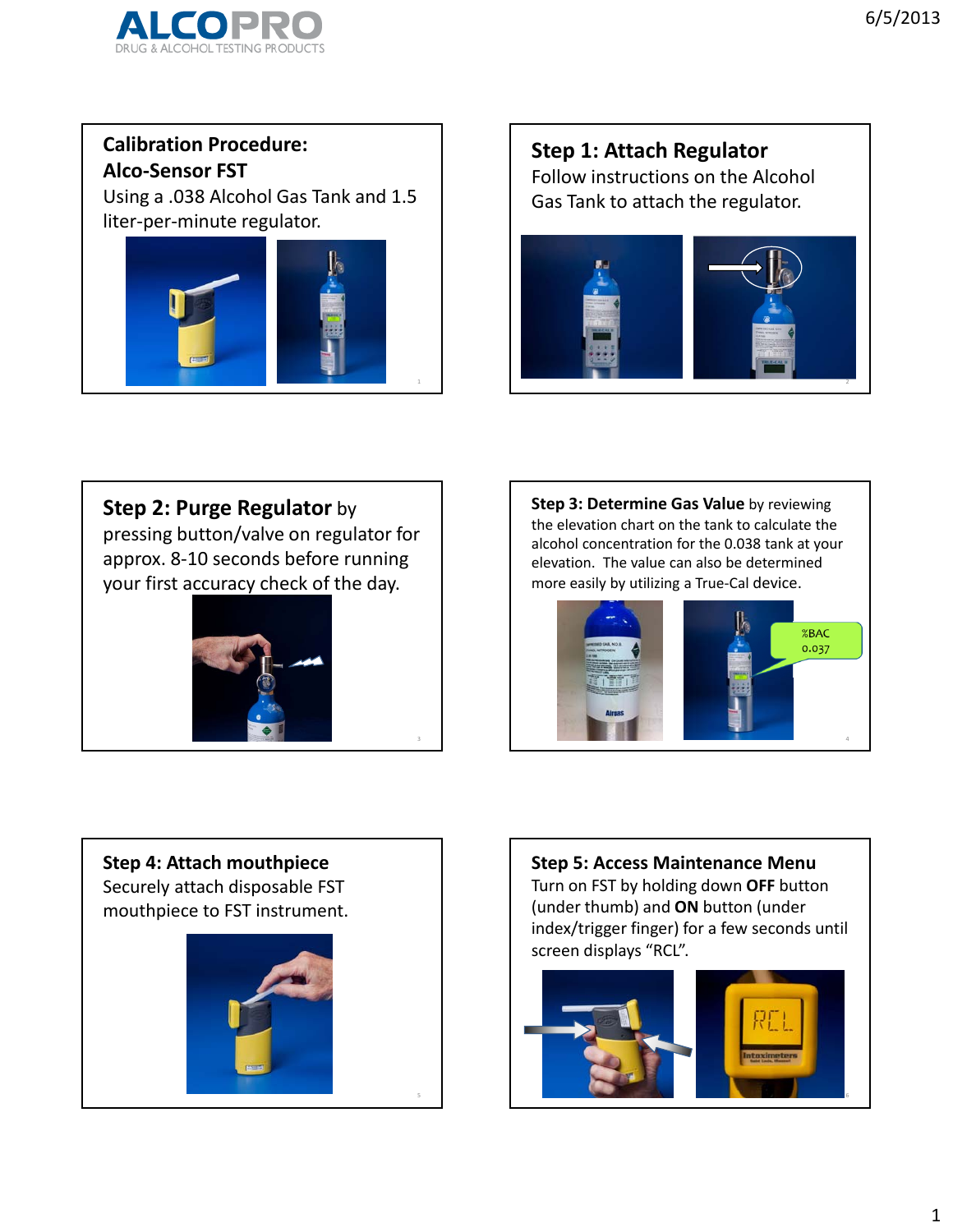## Calibration Procedure: Alco-Sensor FST

Using a .038 Alcohol Gas Tank and 1.5 liter-per-minute regulator.

## Step 1: Attach Regulator

Follow instructions on the Alcohol Gas Tank to attach the regulator.

## Step 2: Purge Regulator

**Step 2: Purge Regulator** by pressing button/valve on regulator for approx. 8-10 seconds before running your first accuracy check of the day.

## Step 3: Determine Gas Value

**Step 3: Determine Gas Value** by reviewing the elevation chart on the tank to calculate the alcohol concentration for the 0.038 tank at your elevation. The value can also be determined more easily by utilizing a True-Cal device.

%BAC 0.037

## Step 4: Attach mouthpiece

Securely attach disposable FST mouthpiece to FST instrument.

## Step 5: Access Maintenance Menu

Turn on FST by holding down **OFF** button (under thumb) and **ON** button (under index/trigger finger) for a few seconds until screen displays "RCL".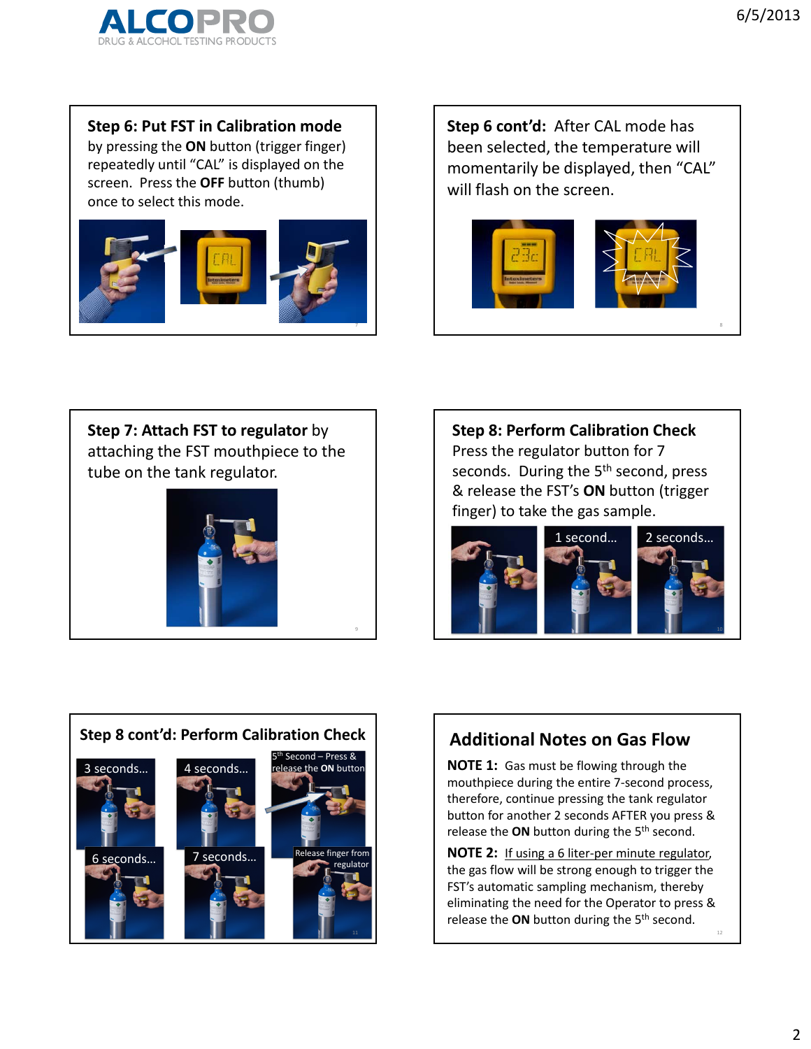**Step 6: Put FST in Calibration mode** by pressing the **ON** button (trigger finger) repeatedly until "CAL" is displayed on the screen. Press the **OFF** button (thumb) once to select this mode.

**Step 6 cont'd:** After CAL mode has been selected, the temperature will momentarily be displayed, then "CAL" will flash on the screen.

**Step 7: Attach FST to regulator** by attaching the FST mouthpiece to the tube on the tank regulator.

**Step 8: Perform Calibration Check**
Press the regulator button for 7 seconds. During the 5th second, press & release the FST's **ON** button (trigger finger) to take the gas sample.

1 second…

2 seconds…

**Step 8 cont'd: Perform Calibration Check**

3 seconds…

4 seconds…

5th Second – Press & release the **ON** button

6 seconds…

7 seconds…

Release finger from regulator

## Additional Notes on Gas Flow

**NOTE 1:** Gas must be flowing through the mouthpiece during the entire 7-second process, therefore, continue pressing the tank regulator button for another 2 seconds AFTER you press & release the **ON** button during the 5th second.

**NOTE 2:** If using a 6 liter-per minute regulator, the gas flow will be strong enough to trigger the FST's automatic sampling mechanism, thereby eliminating the need for the Operator to press & release the **ON** button during the 5th second.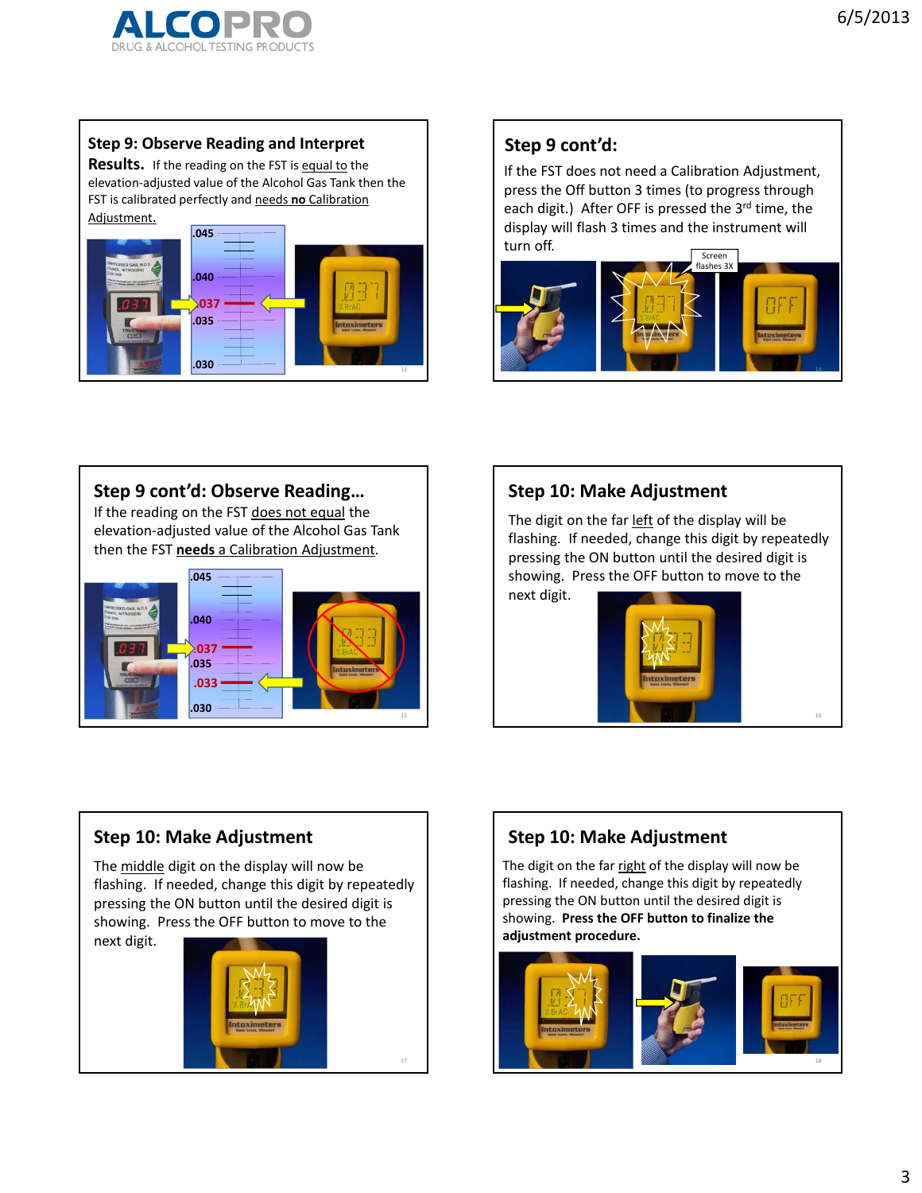## Step 9: Observe Reading and Interpret Results.

If the reading on the FST is equal to the elevation-adjusted value of the Alcohol Gas Tank then the FST is calibrated perfectly and needs **no** Calibration Adjustment.

## Step 9 cont'd:

If the FST does not need a Calibration Adjustment, press the Off button 3 times (to progress through each digit.) After OFF is pressed the 3rd time, the display will flash 3 times and the instrument will turn off.

Screen flashes 3X

## Step 9 cont'd: Observe Reading…

If the reading on the FST does not equal the elevation-adjusted value of the Alcohol Gas Tank then the FST **needs** a Calibration Adjustment.

## Step 10: Make Adjustment

The digit on the far left of the display will be flashing. If needed, change this digit by repeatedly pressing the ON button until the desired digit is showing. Press the OFF button to move to the next digit.

## Step 10: Make Adjustment

The middle digit on the display will now be flashing. If needed, change this digit by repeatedly pressing the ON button until the desired digit is showing. Press the OFF button to move to the next digit.

## Step 10: Make Adjustment

The digit on the far right of the display will now be flashing. If needed, change this digit by repeatedly pressing the ON button until the desired digit is showing. **Press the OFF button to finalize the adjustment procedure.**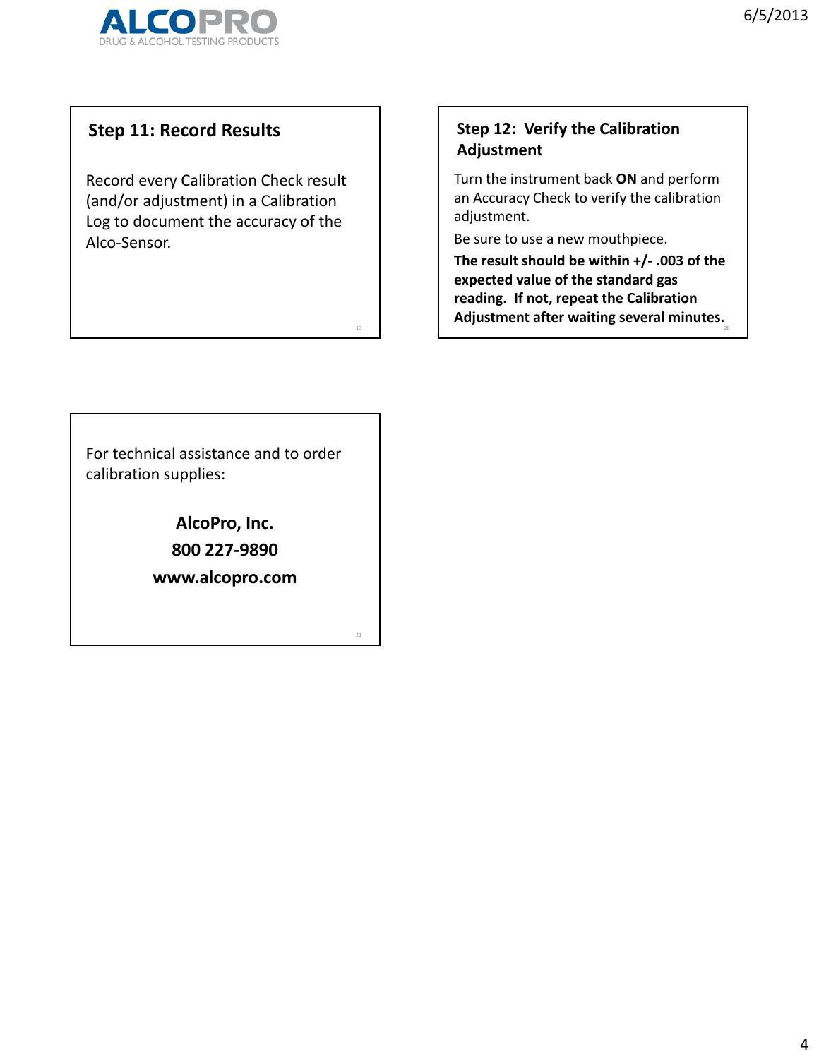## Step 11: Record Results

Record every Calibration Check result (and/or adjustment) in a Calibration Log to document the accuracy of the Alco-Sensor.

## Step 12: Verify the Calibration Adjustment

Turn the instrument back **ON** and perform an Accuracy Check to verify the calibration adjustment.

Be sure to use a new mouthpiece.

**The result should be within +/- .003 of the expected value of the standard gas reading. If not, repeat the Calibration Adjustment after waiting several minutes.**

For technical assistance and to order calibration supplies:

**AlcoPro, Inc.**

**800 227-9890**

**www.alcopro.com**